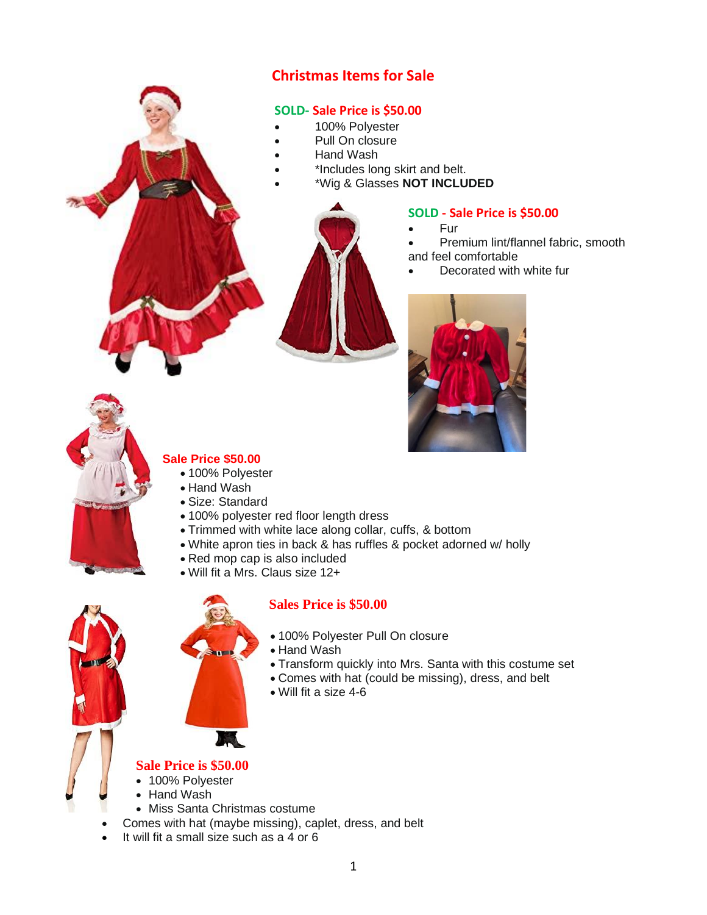# Christmas Items for Sale

## SOLD- Sale Price is $50.00

- 100% Polyester
- Pull On closure
- Hand Wash
- *Includes long skirt and belt.
- *Wig & Glasses **NOT INCLUDED**

## SOLD - Sale Price is $50.00

- Fur
- Premium lint/flannel fabric, smooth and feel comfortable
- Decorated with white fur

## Sale Price $50.00

- 100% Polyester
- Hand Wash
- Size: Standard
- 100% polyester red floor length dress
- Trimmed with white lace along collar, cuffs, & bottom
- White apron ties in back & has ruffles & pocket adorned w/ holly
- Red mop cap is also included
- Will fit a Mrs. Claus size 12+

## Sales Price is $50.00

- 100% Polyester Pull On closure
- Hand Wash
- Transform quickly into Mrs. Santa with this costume set
- Comes with hat (could be missing), dress, and belt
- Will fit a size 4-6

## Sale Price is $50.00

- 100% Polyester
- Hand Wash
- Miss Santa Christmas costume
- Comes with hat (maybe missing), caplet, dress, and belt
- It will fit a small size such as a 4 or 6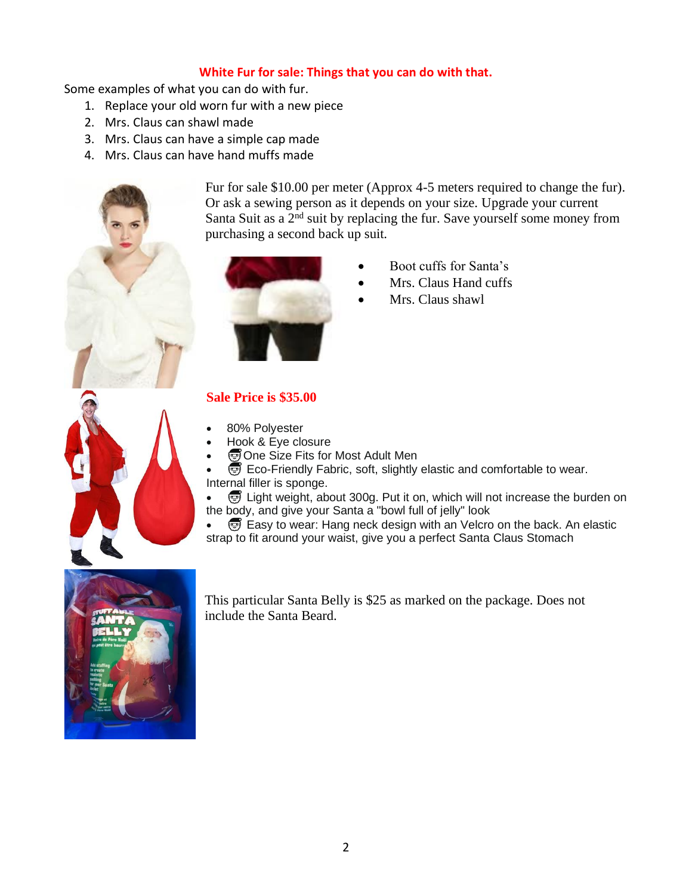**White Fur for sale: Things that you can do with that.**

Some examples of what you can do with fur.

1. Replace your old worn fur with a new piece
2. Mrs. Claus can shawl made
3. Mrs. Claus can have a simple cap made
4. Mrs. Claus can have hand muffs made

Fur for sale $10.00 per meter (Approx 4-5 meters required to change the fur). Or ask a sewing person as it depends on your size. Upgrade your current Santa Suit as a 2nd suit by replacing the fur. Save yourself some money from purchasing a second back up suit.

- Boot cuffs for Santa's
- Mrs. Claus Hand cuffs
- Mrs. Claus shawl

**Sale Price is $35.00**

- 80% Polyester
- Hook & Eye closure
- One Size Fits for Most Adult Men
- Eco-Friendly Fabric, soft, slightly elastic and comfortable to wear. Internal filler is sponge.
- Light weight, about 300g. Put it on, which will not increase the burden on the body, and give your Santa a "bowl full of jelly" look
- Easy to wear: Hang neck design with an Velcro on the back. An elastic strap to fit around your waist, give you a perfect Santa Claus Stomach

This particular Santa Belly is $25 as marked on the package. Does not include the Santa Beard.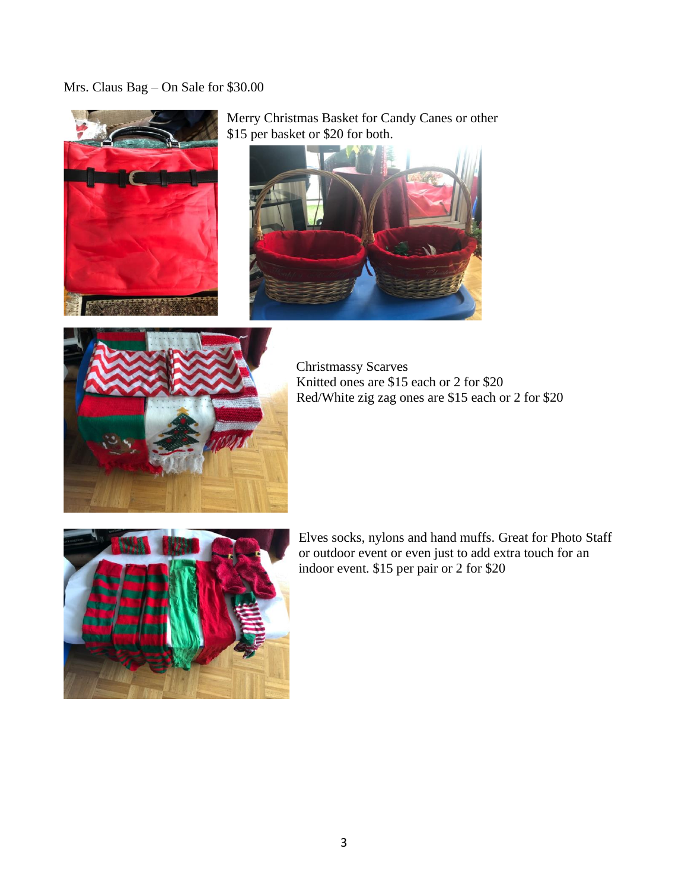Mrs. Claus Bag – On Sale for $30.00

Merry Christmas Basket for Candy Canes or other
$15 per basket or $20 for both.

Christmassy Scarves
Knitted ones are $15 each or 2 for $20
Red/White zig zag ones are $15 each or 2 for $20

Elves socks, nylons and hand muffs. Great for Photo Staff or outdoor event or even just to add extra touch for an indoor event. $15 per pair or 2 for $20